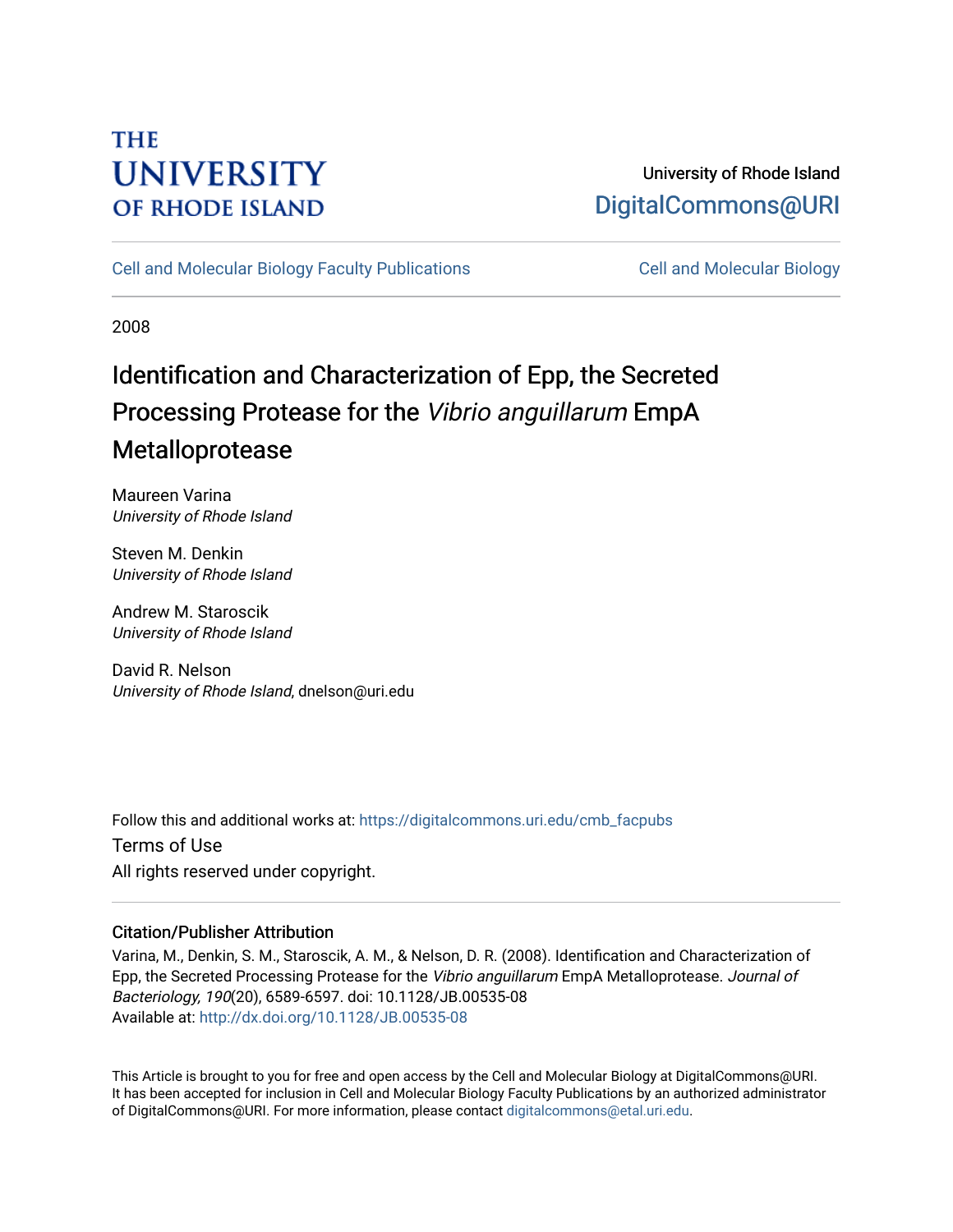THE UNIVERSITY OF RHODE ISLAND

University of Rhode Island
DigitalCommons@URI

Cell and Molecular Biology Faculty Publications | Cell and Molecular Biology

2008

# Identification and Characterization of Epp, the Secreted Processing Protease for the *Vibrio anguillarum* EmpA Metalloprotease

Maureen Varina
*University of Rhode Island*

Steven M. Denkin
*University of Rhode Island*

Andrew M. Staroscik
*University of Rhode Island*

David R. Nelson
*University of Rhode Island*, dnelson@uri.edu

Follow this and additional works at: https://digitalcommons.uri.edu/cmb_facpubs

Terms of Use
All rights reserved under copyright.

## Citation/Publisher Attribution

Varina, M., Denkin, S. M., Staroscik, A. M., & Nelson, D. R. (2008). Identification and Characterization of Epp, the Secreted Processing Protease for the *Vibrio anguillarum* EmpA Metalloprotease. *Journal of Bacteriology, 190*(20), 6589-6597. doi: 10.1128/JB.00535-08
Available at: http://dx.doi.org/10.1128/JB.00535-08

This Article is brought to you for free and open access by the Cell and Molecular Biology at DigitalCommons@URI. It has been accepted for inclusion in Cell and Molecular Biology Faculty Publications by an authorized administrator of DigitalCommons@URI. For more information, please contact digitalcommons@etal.uri.edu.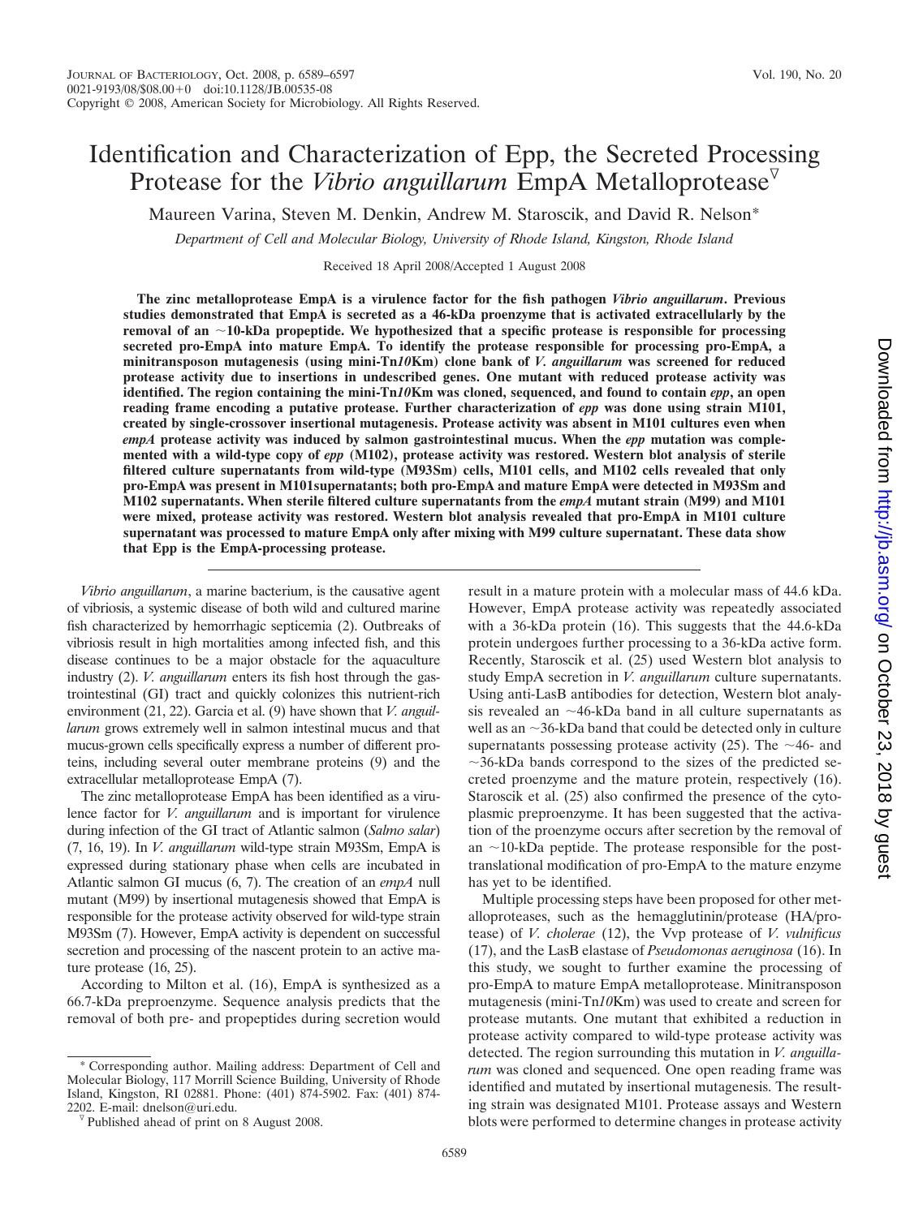# Identification and Characterization of Epp, the Secreted Processing Protease for the *Vibrio anguillarum* EmpA Metalloprotease

Maureen Varina, Steven M. Denkin, Andrew M. Staroscik, and David R. Nelson*

*Department of Cell and Molecular Biology, University of Rhode Island, Kingston, Rhode Island*

Received 18 April 2008/Accepted 1 August 2008

**The zinc metalloprotease EmpA is a virulence factor for the fish pathogen *Vibrio anguillarum*. Previous studies demonstrated that EmpA is secreted as a 46-kDa proenzyme that is activated extracellularly by the removal of an ~10-kDa propeptide. We hypothesized that a specific protease is responsible for processing secreted pro-EmpA into mature EmpA. To identify the protease responsible for processing pro-EmpA, a minitransposon mutagenesis (using mini-Tn*10*Km) clone bank of *V. anguillarum* was screened for reduced protease activity due to insertions in undescribed genes. One mutant with reduced protease activity was identified. The region containing the mini-Tn*10*Km was cloned, sequenced, and found to contain *epp*, an open reading frame encoding a putative protease. Further characterization of *epp* was done using strain M101, created by single-crossover insertional mutagenesis. Protease activity was absent in M101 cultures even when *empA* protease activity was induced by salmon gastrointestinal mucus. When the *epp* mutation was complemented with a wild-type copy of *epp* (M102), protease activity was restored. Western blot analysis of sterile filtered culture supernatants from wild-type (M93Sm) cells, M101 cells, and M102 cells revealed that only pro-EmpA was present in M101supernatants; both pro-EmpA and mature EmpA were detected in M93Sm and M102 supernatants. When sterile filtered culture supernatants from the *empA* mutant strain (M99) and M101 were mixed, protease activity was restored. Western blot analysis revealed that pro-EmpA in M101 culture supernatant was processed to mature EmpA only after mixing with M99 culture supernatant. These data show that Epp is the EmpA-processing protease.**

*Vibrio anguillarum*, a marine bacterium, is the causative agent of vibriosis, a systemic disease of both wild and cultured marine fish characterized by hemorrhagic septicemia (2). Outbreaks of vibriosis result in high mortalities among infected fish, and this disease continues to be a major obstacle for the aquaculture industry (2). *V. anguillarum* enters its fish host through the gastrointestinal (GI) tract and quickly colonizes this nutrient-rich environment (21, 22). Garcia et al. (9) have shown that *V. anguillarum* grows extremely well in salmon intestinal mucus and that mucus-grown cells specifically express a number of different proteins, including several outer membrane proteins (9) and the extracellular metalloprotease EmpA (7).

The zinc metalloprotease EmpA has been identified as a virulence factor for *V. anguillarum* and is important for virulence during infection of the GI tract of Atlantic salmon (*Salmo salar*) (7, 16, 19). In *V. anguillarum* wild-type strain M93Sm, EmpA is expressed during stationary phase when cells are incubated in Atlantic salmon GI mucus (6, 7). The creation of an *empA* null mutant (M99) by insertional mutagenesis showed that EmpA is responsible for the protease activity observed for wild-type strain M93Sm (7). However, EmpA activity is dependent on successful secretion and processing of the nascent protein to an active mature protease (16, 25).

According to Milton et al. (16), EmpA is synthesized as a 66.7-kDa preproenzyme. Sequence analysis predicts that the removal of both pre- and propeptides during secretion would result in a mature protein with a molecular mass of 44.6 kDa. However, EmpA protease activity was repeatedly associated with a 36-kDa protein (16). This suggests that the 44.6-kDa protein undergoes further processing to a 36-kDa active form. Recently, Staroscik et al. (25) used Western blot analysis to study EmpA secretion in *V. anguillarum* culture supernatants. Using anti-LasB antibodies for detection, Western blot analysis revealed an ~46-kDa band in all culture supernatants as well as an ~36-kDa band that could be detected only in culture supernatants possessing protease activity (25). The ~46- and ~36-kDa bands correspond to the sizes of the predicted secreted proenzyme and the mature protein, respectively (16). Staroscik et al. (25) also confirmed the presence of the cytoplasmic preproenzyme. It has been suggested that the activation of the proenzyme occurs after secretion by the removal of an ~10-kDa peptide. The protease responsible for the post-translational modification of pro-EmpA to the mature enzyme has yet to be identified.

Multiple processing steps have been proposed for other metalloproteases, such as the hemagglutinin/protease (HA/protease) of *V. cholerae* (12), the Vvp protease of *V. vulnificus* (17), and the LasB elastase of *Pseudomonas aeruginosa* (16). In this study, we sought to further examine the processing of pro-EmpA to mature EmpA metalloprotease. Minitransposon mutagenesis (mini-Tn*10*Km) was used to create and screen for protease mutants. One mutant that exhibited a reduction in protease activity compared to wild-type protease activity was detected. The region surrounding this mutation in *V. anguillarum* was cloned and sequenced. One open reading frame was identified and mutated by insertional mutagenesis. The resulting strain was designated M101. Protease assays and Western blots were performed to determine changes in protease activity

\* Corresponding author. Mailing address: Department of Cell and Molecular Biology, 117 Morrill Science Building, University of Rhode Island, Kingston, RI 02881. Phone: (401) 874-5902. Fax: (401) 874-2202. E-mail: dnelson@uri.edu.

▽ Published ahead of print on 8 August 2008.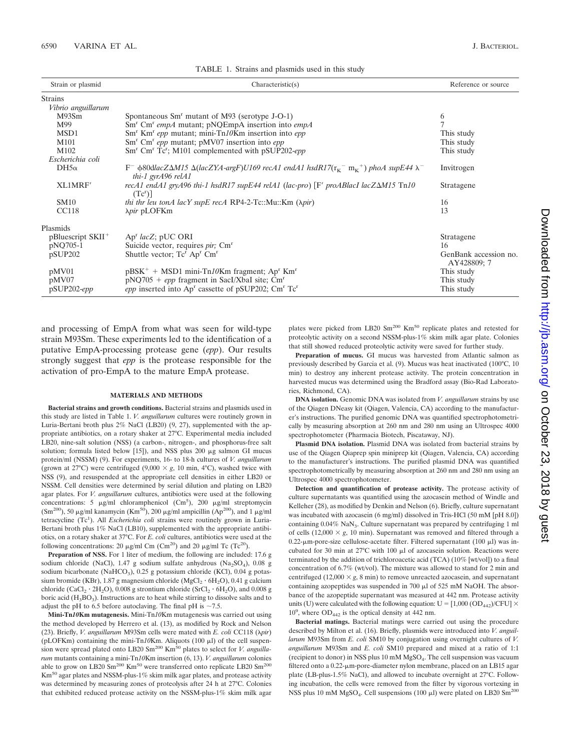TABLE 1. Strains and plasmids used in this study

| Strain or plasmid | Characteristic(s) | Reference or source |
| --- | --- | --- |
| Strains | | |
| *Vibrio anguillarum* | | |
| M93Sm | Spontaneous $Sm^r$ mutant of M93 (serotype J-O-1) | 6 |
| M99 | $Sm^r$ $Cm^r$ *empA* mutant; pNQEmpA insertion into *empA* | 7 |
| MSD1 | $Sm^r$ $Km^r$ *epp* mutant; mini-Tn*10*Km insertion into *epp* | This study |
| M101 | $Sm^r$ $Cm^r$ *epp* mutant; pMV07 insertion into *epp* | This study |
| M102 | $Sm^r$ $Cm^r$ $Tc^r$; M101 complemented with pSUP202-*epp* | This study |
| *Escherichia coli* | | |
| DH5α | $F^-$ φ80d*lacZ*Δ*M15* Δ(*lacZYA-argF*)*U169 recA1 endA1 hsdR17*($r_K^-$ $m_K^+$) *phoA supE44* $\lambda^-$ *thi-1 gyrA96 relA1* | Invitrogen |
| XL1MRF′ | *recA1 endA1 gryA96 thi-1 hsdR17 supE44 relA1* (*lac-pro*) [F′ *proABlacI lacZ*Δ*M15* Tn*10* ($Tc^r$)] | Stratagene |
| SM10 | *thi thr leu tonA lacY supE recA* RP4-2-Tc::Mu::Km (λ*pir*) | 16 |
| CC118 | λ*pir* pLOFKm | 13 |
| Plasmids | | |
| pBluescript $SKII^+$ | $Ap^r$ *lacZ*; pUC ORI | Stratagene |
| pNQ705-1 | Suicide vector, requires *pir;* $Cm^r$ | 16 |
| pSUP202 | Shuttle vector; $Tc^r$ $Ap^r$ $Cm^r$ | GenBank accession no. AY428809; 7 |
| pMV01 | $pBSK^+$ + MSD1 mini-Tn*10*Km fragment; $Ap^r$ $Km^r$ | This study |
| pMV07 | pNQ705 + *epp* fragment in SacI/XbaI site; $Cm^r$ | This study |
| pSUP202-*epp* | *epp* inserted into $Ap^r$ cassette of pSUP202; $Cm^r$ $Tc^r$ | This study |

and processing of EmpA from what was seen for wild-type strain M93Sm. These experiments led to the identification of a putative EmpA-processing protease gene (*epp*). Our results strongly suggest that *epp* is the protease responsible for the activation of pro-EmpA to the mature EmpA protease.

## MATERIALS AND METHODS

**Bacterial strains and growth conditions.** Bacterial strains and plasmids used in this study are listed in Table 1. *V. anguillarum* cultures were routinely grown in Luria-Bertani broth plus 2% NaCl (LB20) (9, 27), supplemented with the appropriate antibiotics, on a rotary shaker at 27°C. Experimental media included LB20, nine-salt solution (NSS) (a carbon-, nitrogen-, and phosphorus-free salt solution; formula listed below [15]), and NSS plus 200 μg salmon GI mucus protein/ml (NSSM) (9). For experiments, 16- to 18-h cultures of *V. anguillarum* (grown at 27°C) were centrifuged (9,000 × *g*, 10 min, 4°C), washed twice with NSS (9), and resuspended at the appropriate cell densities in either LB20 or NSSM. Cell densities were determined by serial dilution and plating on LB20 agar plates. For *V. anguillarum* cultures, antibiotics were used at the following concentrations: 5 μg/ml chloramphenicol ($Cm^5$), 200 μg/ml streptomycin ($Sm^{200}$), 50 μg/ml kanamycin ($Km^{50}$), 200 μg/ml ampicillin ($Ap^{200}$), and 1 μg/ml tetracycline ($Tc^1$). All *Escherichia coli* strains were routinely grown in Luria-Bertani broth plus 1% NaCl (LB10), supplemented with the appropriate antibiotics, on a rotary shaker at 37°C. For *E. coli* cultures, antibiotics were used at the following concentrations: 20 μg/ml Cm ($Cm^{20}$) and 20 μg/ml Tc ($Tc^{20}$).

**Preparation of NSS.** For 1 liter of medium, the following are included: 17.6 g sodium chloride (NaCl), 1.47 g sodium sulfate anhydrous ($Na_2SO_4$), 0.08 g sodium bicarbonate ($NaHCO_3$), 0.25 g potassium chloride (KCl), 0.04 g potassium bromide (KBr), 1.87 g magnesium chloride ($MgCl_2 \cdot 6H_2O$), 0.41 g calcium chloride ($CaCl_2 \cdot 2H_2O$), 0.008 g strontium chloride ($SrCl_2 \cdot 6H_2O$), and 0.008 g boric acid ($H_3BO_3$). Instructions are to heat while stirring to dissolve salts and to adjust the pH to 6.5 before autoclaving. The final pH is ~7.5.

**Mini-Tn*10*Km mutagenesis.** Mini-Tn*10*Km mutagenesis was carried out using the method developed by Herrero et al. (13), as modified by Rock and Nelson (23). Briefly, *V. anguillarum* M93Sm cells were mated with *E. coli* CC118 (λ*pir*) (pLOFKm) containing the mini-Tn*10*Km. Aliquots (100 μl) of the cell suspension were spread plated onto LB20 $Sm^{200}$ $Km^{50}$ plates to select for *V. anguillarum* mutants containing a mini-Tn*10*Km insertion (6, 13). *V. anguillarum* colonies able to grow on LB20 $Sm^{200}$ $Km^{50}$ were transferred onto replicate LB20 $Sm^{200}$ $Km^{50}$ agar plates and NSSM-plus-1% skim milk agar plates, and protease activity was determined by measuring zones of proteolysis after 24 h at 27°C. Colonies that exhibited reduced protease activity on the NSSM-plus-1% skim milk agar plates were picked from LB20 $Sm^{200}$ $Km^{50}$ replicate plates and retested for proteolytic activity on a second NSSM-plus-1% skim milk agar plate. Colonies that still showed reduced proteolytic activity were saved for further study.

**Preparation of mucus.** GI mucus was harvested from Atlantic salmon as previously described by Garcia et al. (9). Mucus was heat inactivated (100°C, 10 min) to destroy any inherent protease activity. The protein concentration in harvested mucus was determined using the Bradford assay (Bio-Rad Laboratories, Richmond, CA).

**DNA isolation.** Genomic DNA was isolated from *V. anguillarum* strains by use of the Qiagen DNeasy kit (Qiagen, Valencia, CA) according to the manufacturer's instructions. The purified genomic DNA was quantified spectrophotometrically by measuring absorption at 260 nm and 280 nm using an Ultrospec 4000 spectrophotometer (Pharmacia Biotech, Piscataway, NJ).

**Plasmid DNA isolation.** Plasmid DNA was isolated from bacterial strains by use of the Qiagen Qiaprep spin miniprep kit (Qiagen, Valencia, CA) according to the manufacturer's instructions. The purified plasmid DNA was quantified spectrophotometrically by measuring absorption at 260 nm and 280 nm using an Ultrospec 4000 spectrophotometer.

**Detection and quantification of protease activity.** The protease activity of culture supernatants was quantified using the azocasein method of Windle and Kelleher (28), as modified by Denkin and Nelson (6). Briefly, culture supernatant was incubated with azocasein (6 mg/ml) dissolved in Tris-HCl (50 mM [pH 8.0]) containing 0.04% $NaN_3$. Culture supernatant was prepared by centrifuging 1 ml of cells (12,000 × *g*, 10 min). Supernatant was removed and filtered through a 0.22-μm-pore-size cellulose-acetate filter. Filtered supernatant (100 μl) was incubated for 30 min at 27°C with 100 μl of azocasein solution. Reactions were terminated by the addition of trichloroacetic acid (TCA) (10% [wt/vol]) to a final concentration of 6.7% (wt/vol). The mixture was allowed to stand for 2 min and centrifuged (12,000 × *g*, 8 min) to remove unreacted azocasein, and supernatant containing azopeptides was suspended in 700 μl of 525 mM NaOH. The absorbance of the azopeptide supernatant was measured at 442 nm. Protease activity units (U) were calculated with the following equation: $U = [1{,}000\ (OD_{442})/CFU] \times 10^9$, where $OD_{442}$ is the optical density at 442 nm.

**Bacterial matings.** Bacterial matings were carried out using the procedure described by Milton et al. (16). Briefly, plasmids were introduced into *V. anguillarum* M93Sm from *E. coli* SM10 by conjugation using overnight cultures of *V. anguillarum* M93Sm and *E. coli* SM10 prepared and mixed at a ratio of 1:1 (recipient to donor) in NSS plus 10 mM $MgSO_4$. The cell suspension was vacuum filtered onto a 0.22-μm-pore-diameter nylon membrane, placed on an LB15 agar plate (LB-plus-1.5% NaCl), and allowed to incubate overnight at 27°C. Following incubation, the cells were removed from the filter by vigorous vortexing in NSS plus 10 mM $MgSO_4$. Cell suspensions (100 μl) were plated on LB20 $Sm^{200}$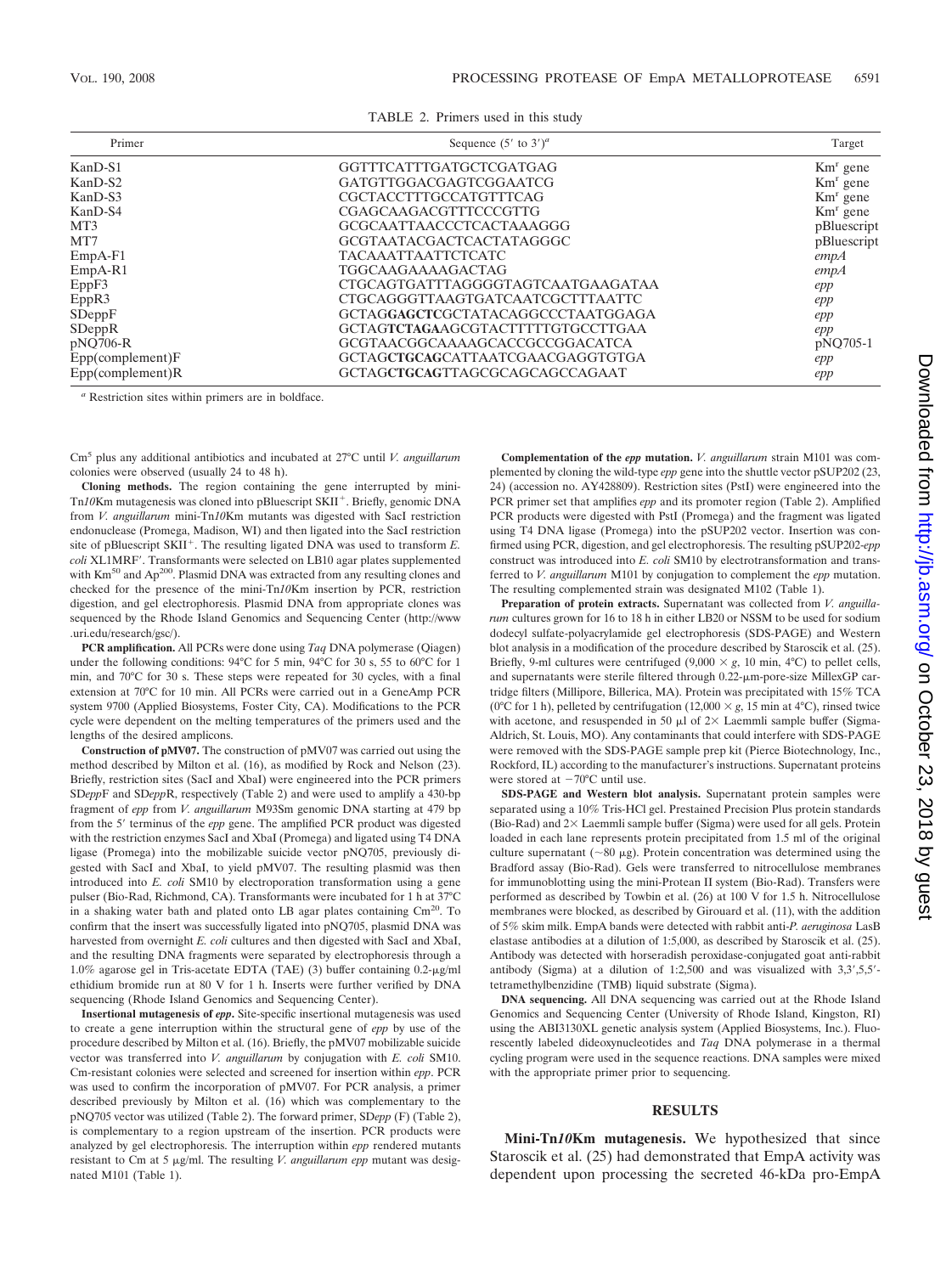TABLE 2. Primers used in this study

| Primer | Sequence (5′ to 3′)[a] | Target |
|---|---|---|
| KanD-S1 | GGTTTCATTTGATGCTCGATGAG | Km[r] gene |
| KanD-S2 | GATGTTGGACGAGTCGGAATCG | Km[r] gene |
| KanD-S3 | CGCTACCTTTGCCATGTTTCAG | Km[r] gene |
| KanD-S4 | CGAGCAAGACGTTTCCCGTTG | Km[r] gene |
| MT3 | GCGCAATTAACCCTCACTAAAGGG | pBluescript |
| MT7 | GCGTAATACGACTCACTATAGGGC | pBluescript |
| EmpA-F1 | TACAAATTAATTCTCATC | *empA* |
| EmpA-R1 | TGGCAAGAAAAAGACTAG | *empA* |
| EppF3 | CTGCAGTGATTTAGGGGTAGTCAATGAAGATAA | *epp* |
| EppR3 | CTGCAGGGTTAAGTGATCAATCGCTTTAATTC | *epp* |
| SDeppF | GCTAG**GAGCTC**GCTATACAGGCCCTAATGGAGA | *epp* |
| SDeppR | GCTAG**TCTAGA**AGCGTACTTTTTGTGCCTTGAA | *epp* |
| pNQ706-R | GCGTAACGGCAAAAGCACCGCCGGACATCA | pNQ705-1 |
| Epp(complement)F | GCTAG**CTGCAG**CATTAATCGAACGAGGTGTGA | *epp* |
| Epp(complement)R | GCTAG**CTGCAG**TTAGCGCAGCAGCCAGAAT | *epp* |

[a] Restriction sites within primers are in boldface.

Cm[5] plus any additional antibiotics and incubated at 27°C until *V. anguillarum* colonies were observed (usually 24 to 48 h).

**Cloning methods.** The region containing the gene interrupted by mini-Tn*10*Km mutagenesis was cloned into pBluescript SKII$^+$. Briefly, genomic DNA from *V. anguillarum* mini-Tn*10*Km mutants was digested with SacI restriction endonuclease (Promega, Madison, WI) and then ligated into the SacI restriction site of pBluescript SKII$^+$. The resulting ligated DNA was used to transform *E. coli* XL1MRF′. Transformants were selected on LB10 agar plates supplemented with Km[50] and Ap[200]. Plasmid DNA was extracted from any resulting clones and checked for the presence of the mini-Tn*10*Km insertion by PCR, restriction digestion, and gel electrophoresis. Plasmid DNA from appropriate clones was sequenced by the Rhode Island Genomics and Sequencing Center (http://www.uri.edu/research/gsc/).

**PCR amplification.** All PCRs were done using *Taq* DNA polymerase (Qiagen) under the following conditions: 94°C for 5 min, 94°C for 30 s, 55 to 60°C for 1 min, and 70°C for 30 s. These steps were repeated for 30 cycles, with a final extension at 70°C for 10 min. All PCRs were carried out in a GeneAmp PCR system 9700 (Applied Biosystems, Foster City, CA). Modifications to the PCR cycle were dependent on the melting temperatures of the primers used and the lengths of the desired amplicons.

**Construction of pMV07.** The construction of pMV07 was carried out using the method described by Milton et al. (16), as modified by Rock and Nelson (23). Briefly, restriction sites (SacI and XbaI) were engineered into the PCR primers SD*epp*F and SD*epp*R, respectively (Table 2) and were used to amplify a 430-bp fragment of *epp* from *V. anguillarum* M93Sm genomic DNA starting at 479 bp from the 5′ terminus of the *epp* gene. The amplified PCR product was digested with the restriction enzymes SacI and XbaI (Promega) and ligated using T4 DNA ligase (Promega) into the mobilizable suicide vector pNQ705, previously digested with SacI and XbaI, to yield pMV07. The resulting plasmid was then introduced into *E. coli* SM10 by electroporation transformation using a gene pulser (Bio-Rad, Richmond, CA). Transformants were incubated for 1 h at 37°C in a shaking water bath and plated onto LB agar plates containing Cm[20]. To confirm that the insert was successfully ligated into pNQ705, plasmid DNA was harvested from overnight *E. coli* cultures and then digested with SacI and XbaI, and the resulting DNA fragments were separated by electrophoresis through a 1.0% agarose gel in Tris-acetate EDTA (TAE) (3) buffer containing 0.2-μg/ml ethidium bromide run at 80 V for 1 h. Inserts were further verified by DNA sequencing (Rhode Island Genomics and Sequencing Center).

**Insertional mutagenesis of *epp*.** Site-specific insertional mutagenesis was used to create a gene interruption within the structural gene of *epp* by use of the procedure described by Milton et al. (16). Briefly, the pMV07 mobilizable suicide vector was transferred into *V. anguillarum* by conjugation with *E. coli* SM10. Cm-resistant colonies were selected and screened for insertion within *epp*. PCR was used to confirm the incorporation of pMV07. For PCR analysis, a primer described previously by Milton et al. (16) which was complementary to the pNQ705 vector was utilized (Table 2). The forward primer, SD*epp* (F) (Table 2), is complementary to a region upstream of the insertion. PCR products were analyzed by gel electrophoresis. The interruption within *epp* rendered mutants resistant to Cm at 5 μg/ml. The resulting *V. anguillarum epp* mutant was designated M101 (Table 1).

**Complementation of the *epp* mutation.** *V. anguillarum* strain M101 was complemented by cloning the wild-type *epp* gene into the shuttle vector pSUP202 (23, 24) (accession no. AY428809). Restriction sites (PstI) were engineered into the PCR primer set that amplifies *epp* and its promoter region (Table 2). Amplified PCR products were digested with PstI (Promega) and the fragment was ligated using T4 DNA ligase (Promega) into the pSUP202 vector. Insertion was confirmed using PCR, digestion, and gel electrophoresis. The resulting pSUP202-*epp* construct was introduced into *E. coli* SM10 by electrotransformation and transferred to *V. anguillarum* M101 by conjugation to complement the *epp* mutation. The resulting complemented strain was designated M102 (Table 1).

**Preparation of protein extracts.** Supernatant was collected from *V. anguillarum* cultures grown for 16 to 18 h in either LB20 or NSSM to be used for sodium dodecyl sulfate-polyacrylamide gel electrophoresis (SDS-PAGE) and Western blot analysis in a modification of the procedure described by Staroscik et al. (25). Briefly, 9-ml cultures were centrifuged (9,000 × *g*, 10 min, 4°C) to pellet cells, and supernatants were sterile filtered through 0.22-μm-pore-size MillexGP cartridge filters (Millipore, Billerica, MA). Protein was precipitated with 15% TCA (0°C for 1 h), pelleted by centrifugation (12,000 × *g*, 15 min at 4°C), rinsed twice with acetone, and resuspended in 50 μl of 2× Laemmli sample buffer (Sigma-Aldrich, St. Louis, MO). Any contaminants that could interfere with SDS-PAGE were removed with the SDS-PAGE sample prep kit (Pierce Biotechnology, Inc., Rockford, IL) according to the manufacturer's instructions. Supernatant proteins were stored at −70°C until use.

**SDS-PAGE and Western blot analysis.** Supernatant protein samples were separated using a 10% Tris-HCl gel. Prestained Precision Plus protein standards (Bio-Rad) and 2× Laemmli sample buffer (Sigma) were used for all gels. Protein loaded in each lane represents protein precipitated from 1.5 ml of the original culture supernatant (~80 μg). Protein concentration was determined using the Bradford assay (Bio-Rad). Gels were transferred to nitrocellulose membranes for immunoblotting using the mini-Protean II system (Bio-Rad). Transfers were performed as described by Towbin et al. (26) at 100 V for 1.5 h. Nitrocellulose membranes were blocked, as described by Girouard et al. (11), with the addition of 5% skim milk. EmpA bands were detected with rabbit anti-*P. aeruginosa* LasB elastase antibodies at a dilution of 1:5,000, as described by Staroscik et al. (25). Antibody was detected with horseradish peroxidase-conjugated goat anti-rabbit antibody (Sigma) at a dilution of 1:2,500 and was visualized with 3,3′,5,5′-tetramethylbenzidine (TMB) liquid substrate (Sigma).

**DNA sequencing.** All DNA sequencing was carried out at the Rhode Island Genomics and Sequencing Center (University of Rhode Island, Kingston, RI) using the ABI3130XL genetic analysis system (Applied Biosystems, Inc.). Fluorescently labeled dideoxynucleotides and *Taq* DNA polymerase in a thermal cycling program were used in the sequence reactions. DNA samples were mixed with the appropriate primer prior to sequencing.

## RESULTS

**Mini-Tn*10*Km mutagenesis.** We hypothesized that since Staroscik et al. (25) had demonstrated that EmpA activity was dependent upon processing the secreted 46-kDa pro-EmpA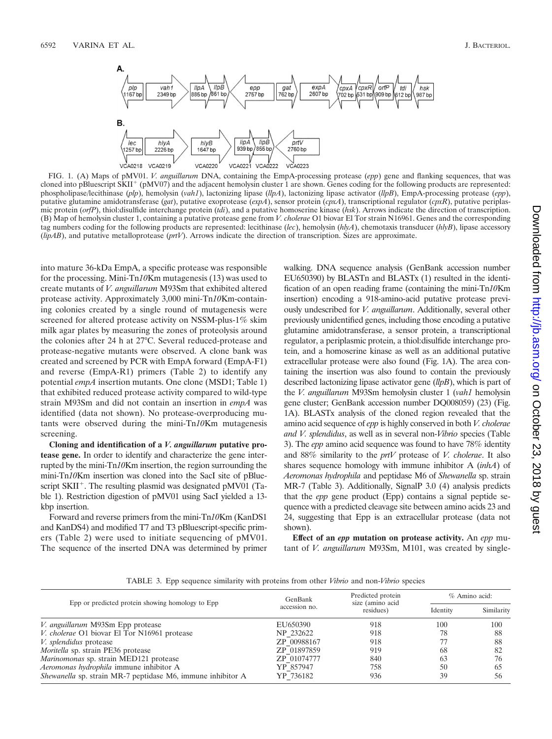FIG. 1. (A) Maps of pMV01. *V. anguillarum* DNA, containing the EmpA-processing protease (*epp*) gene and flanking sequences, that was cloned into pBluescript SKII$^+$ (pMV07) and the adjacent hemolysin cluster 1 are shown. Genes coding for the following products are represented: phospholipase/lecithinase (*plp*), hemolysin (*vah1*), lactonizing lipase (*llpA*), lactonizing lipase activator (*llpB*), EmpA-processing protease (*epp*), putative glutamine amidotransferase (*gat*), putative exoprotease (*expA*), sensor protein (*cpxA*), transcriptional regulator (*cpxR*), putative periplasmic protein (*orfP*), thiol:disulfide interchange protein (*tdi*), and a putative homoserine kinase (*hsk*). Arrows indicate the direction of transcription. (B) Map of hemolysin cluster 1, containing a putative protease gene from *V. cholerae* O1 biovar El Tor strain N16961. Genes and the corresponding tag numbers coding for the following products are represented: lecithinase (*lec*), hemolysin (*hlyA*), chemotaxis transducer (*hlyB*), lipase accessory (*lipAB*), and putative metalloprotease (*prtV*). Arrows indicate the direction of transcription. Sizes are approximate.

into mature 36-kDa EmpA, a specific protease was responsible for the processing. Mini-Tn*10*Km mutagenesis (13) was used to create mutants of *V. anguillarum* M93Sm that exhibited altered protease activity. Approximately 3,000 mini-Tn*10*Km-containing colonies created by a single round of mutagenesis were screened for altered protease activity on NSSM-plus-1% skim milk agar plates by measuring the zones of proteolysis around the colonies after 24 h at 27°C. Several reduced-protease and protease-negative mutants were observed. A clone bank was created and screened by PCR with EmpA forward (EmpA-F1) and reverse (EmpA-R1) primers (Table 2) to identify any potential *empA* insertion mutants. One clone (MSD1; Table 1) that exhibited reduced protease activity compared to wild-type strain M93Sm and did not contain an insertion in *empA* was identified (data not shown). No protease-overproducing mutants were observed during the mini-Tn*10*Km mutagenesis screening.

**Cloning and identification of a *V. anguillarum* putative protease gene.** In order to identify and characterize the gene interrupted by the mini-Tn*10*Km insertion, the region surrounding the mini-Tn*10*Km insertion was cloned into the SacI site of pBluescript SKII$^+$. The resulting plasmid was designated pMV01 (Table 1). Restriction digestion of pMV01 using SacI yielded a 13-kbp insertion.

Forward and reverse primers from the mini-Tn*10*Km (KanDS1 and KanDS4) and modified T7 and T3 pBluescript-specific primers (Table 2) were used to initiate sequencing of pMV01. The sequence of the inserted DNA was determined by primer walking. DNA sequence analysis (GenBank accession number EU650390) by BLASTn and BLASTx (1) resulted in the identification of an open reading frame (containing the mini-Tn*10*Km insertion) encoding a 918-amino-acid putative protease previously undescribed for *V. anguillarum*. Additionally, several other previously unidentified genes, including those encoding a putative glutamine amidotransferase, a sensor protein, a transcriptional regulator, a periplasmic protein, a thiol:disulfide interchange protein, and a homoserine kinase as well as an additional putative extracellular protease were also found (Fig. 1A). The area containing the insertion was also found to contain the previously described lactonizing lipase activator gene (*llpB*), which is part of the *V. anguillarum* M93Sm hemolysin cluster 1 (*vah1* hemolysin gene cluster; GenBank accession number DQ008059) (23) (Fig. 1A). BLASTx analysis of the cloned region revealed that the amino acid sequence of *epp* is highly conserved in both *V. cholerae and V. splendidus*, as well as in several non-*Vibrio* species (Table 3). The *epp* amino acid sequence was found to have 78% identity and 88% similarity to the *prtV* protease of *V. cholerae*. It also shares sequence homology with immune inhibitor A (*inhA*) of *Aeromonas hydrophila* and peptidase M6 of *Shewanella* sp. strain MR-7 (Table 3). Additionally, SignalP 3.0 (4) analysis predicts that the *epp* gene product (Epp) contains a signal peptide sequence with a predicted cleavage site between amino acids 23 and 24, suggesting that Epp is an extracellular protease (data not shown).

**Effect of an *epp* mutation on protease activity.** An *epp* mutant of *V. anguillarum* M93Sm, M101, was created by single-

TABLE 3. Epp sequence similarity with proteins from other *Vibrio* and non-*Vibrio* species

| Epp or predicted protein showing homology to Epp | GenBank accession no. | Predicted protein size (amino acid residues) | % Amino acid: | |
|---|---|---|---|---|
| | | | Identity | Similarity |
| *V. anguillarum* M93Sm Epp protease | EU650390 | 918 | 100 | 100 |
| *V. cholerae* O1 biovar El Tor N16961 protease | NP_232622 | 918 | 78 | 88 |
| *V. splendidus* protease | ZP_00988167 | 918 | 77 | 88 |
| *Moritella* sp. strain PE36 protease | ZP_01897859 | 919 | 68 | 82 |
| *Marinomonas* sp. strain MED121 protease | ZP_01074777 | 840 | 63 | 76 |
| *Aeromonas hydrophila* immune inhibitor A | YP_857947 | 758 | 50 | 65 |
| *Shewanella* sp. strain MR-7 peptidase M6, immune inhibitor A | YP_736182 | 936 | 39 | 56 |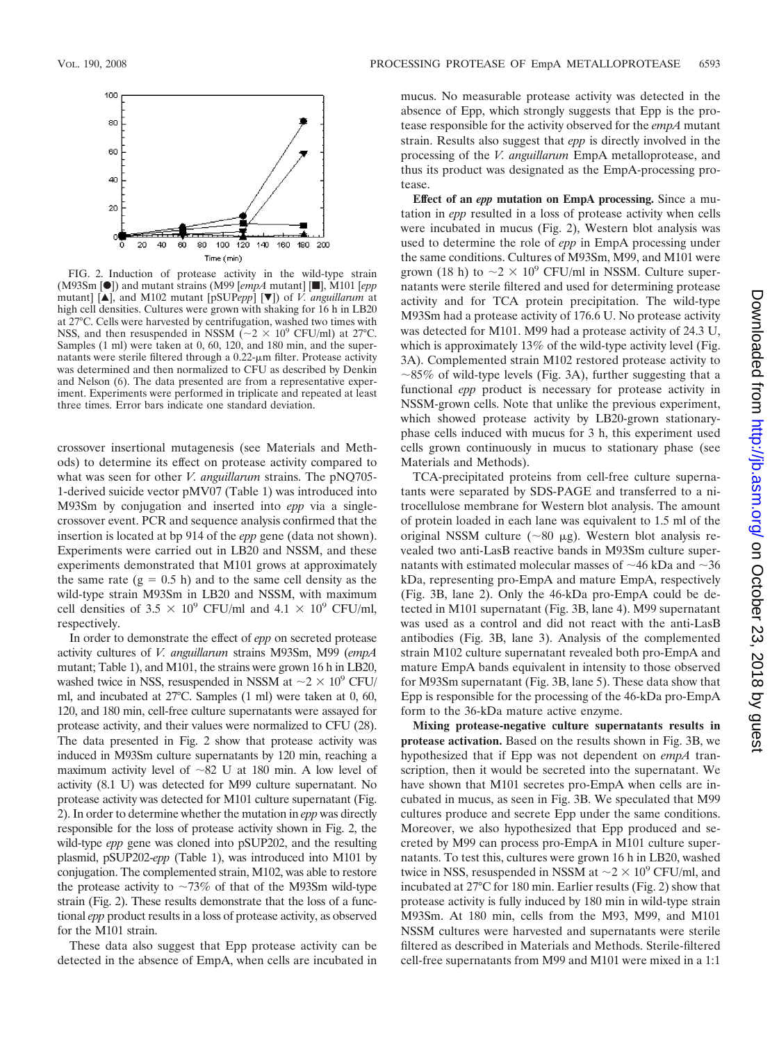FIG. 2. Induction of protease activity in the wild-type strain (M93Sm [●]) and mutant strains (M99 [*empA* mutant] [■], M101 [*epp* mutant] [▲], and M102 mutant [pSUP*epp*] [▼]) of *V. anguillarum* at high cell densities. Cultures were grown with shaking for 16 h in LB20 at 27°C. Cells were harvested by centrifugation, washed two times with NSS, and then resuspended in NSSM ($\sim 2 \times 10^9$ CFU/ml) at 27°C. Samples (1 ml) were taken at 0, 60, 120, and 180 min, and the supernatants were sterile filtered through a 0.22-μm filter. Protease activity was determined and then normalized to CFU as described by Denkin and Nelson (6). The data presented are from a representative experiment. Experiments were performed in triplicate and repeated at least three times. Error bars indicate one standard deviation.

crossover insertional mutagenesis (see Materials and Methods) to determine its effect on protease activity compared to what was seen for other *V. anguillarum* strains. The pNQ705-1-derived suicide vector pMV07 (Table 1) was introduced into M93Sm by conjugation and inserted into *epp* via a single-crossover event. PCR and sequence analysis confirmed that the insertion is located at bp 914 of the *epp* gene (data not shown). Experiments were carried out in LB20 and NSSM, and these experiments demonstrated that M101 grows at approximately the same rate (g = 0.5 h) and to the same cell density as the wild-type strain M93Sm in LB20 and NSSM, with maximum cell densities of $3.5 \times 10^9$ CFU/ml and $4.1 \times 10^9$ CFU/ml, respectively.

In order to demonstrate the effect of *epp* on secreted protease activity cultures of *V. anguillarum* strains M93Sm, M99 (*empA* mutant; Table 1), and M101, the strains were grown 16 h in LB20, washed twice in NSS, resuspended in NSSM at $\sim 2 \times 10^9$ CFU/ml, and incubated at 27°C. Samples (1 ml) were taken at 0, 60, 120, and 180 min, cell-free culture supernatants were assayed for protease activity, and their values were normalized to CFU (28). The data presented in Fig. 2 show that protease activity was induced in M93Sm culture supernatants by 120 min, reaching a maximum activity level of ~82 U at 180 min. A low level of activity (8.1 U) was detected for M99 culture supernatant. No protease activity was detected for M101 culture supernatant (Fig. 2). In order to determine whether the mutation in *epp* was directly responsible for the loss of protease activity shown in Fig. 2, the wild-type *epp* gene was cloned into pSUP202, and the resulting plasmid, pSUP202-*epp* (Table 1), was introduced into M101 by conjugation. The complemented strain, M102, was able to restore the protease activity to ~73% of that of the M93Sm wild-type strain (Fig. 2). These results demonstrate that the loss of a functional *epp* product results in a loss of protease activity, as observed for the M101 strain.

These data also suggest that Epp protease activity can be detected in the absence of EmpA, when cells are incubated in mucus. No measurable protease activity was detected in the absence of Epp, which strongly suggests that Epp is the protease responsible for the activity observed for the *empA* mutant strain. Results also suggest that *epp* is directly involved in the processing of the *V. anguillarum* EmpA metalloprotease, and thus its product was designated as the EmpA-processing protease.

**Effect of an *epp* mutation on EmpA processing.** Since a mutation in *epp* resulted in a loss of protease activity when cells were incubated in mucus (Fig. 2), Western blot analysis was used to determine the role of *epp* in EmpA processing under the same conditions. Cultures of M93Sm, M99, and M101 were grown (18 h) to $\sim 2 \times 10^9$ CFU/ml in NSSM. Culture supernatants were sterile filtered and used for determining protease activity and for TCA protein precipitation. The wild-type M93Sm had a protease activity of 176.6 U. No protease activity was detected for M101. M99 had a protease activity of 24.3 U, which is approximately 13% of the wild-type activity level (Fig. 3A). Complemented strain M102 restored protease activity to ~85% of wild-type levels (Fig. 3A), further suggesting that a functional *epp* product is necessary for protease activity in NSSM-grown cells. Note that unlike the previous experiment, which showed protease activity by LB20-grown stationary-phase cells induced with mucus for 3 h, this experiment used cells grown continuously in mucus to stationary phase (see Materials and Methods).

TCA-precipitated proteins from cell-free culture supernatants were separated by SDS-PAGE and transferred to a nitrocellulose membrane for Western blot analysis. The amount of protein loaded in each lane was equivalent to 1.5 ml of the original NSSM culture (~80 μg). Western blot analysis revealed two anti-LasB reactive bands in M93Sm culture supernatants with estimated molecular masses of ~46 kDa and ~36 kDa, representing pro-EmpA and mature EmpA, respectively (Fig. 3B, lane 2). Only the 46-kDa pro-EmpA could be detected in M101 supernatant (Fig. 3B, lane 4). M99 supernatant was used as a control and did not react with the anti-LasB antibodies (Fig. 3B, lane 3). Analysis of the complemented strain M102 culture supernatant revealed both pro-EmpA and mature EmpA bands equivalent in intensity to those observed for M93Sm supernatant (Fig. 3B, lane 5). These data show that Epp is responsible for the processing of the 46-kDa pro-EmpA form to the 36-kDa mature active enzyme.

**Mixing protease-negative culture supernatants results in protease activation.** Based on the results shown in Fig. 3B, we hypothesized that if Epp was not dependent on *empA* transcription, then it would be secreted into the supernatant. We have shown that M101 secretes pro-EmpA when cells are incubated in mucus, as seen in Fig. 3B. We speculated that M99 cultures produce and secrete Epp under the same conditions. Moreover, we also hypothesized that Epp produced and secreted by M99 can process pro-EmpA in M101 culture supernatants. To test this, cultures were grown 16 h in LB20, washed twice in NSS, resuspended in NSSM at $\sim 2 \times 10^9$ CFU/ml, and incubated at 27°C for 180 min. Earlier results (Fig. 2) show that protease activity is fully induced by 180 min in wild-type strain M93Sm. At 180 min, cells from the M93, M99, and M101 NSSM cultures were harvested and supernatants were sterile filtered as described in Materials and Methods. Sterile-filtered cell-free supernatants from M99 and M101 were mixed in a 1:1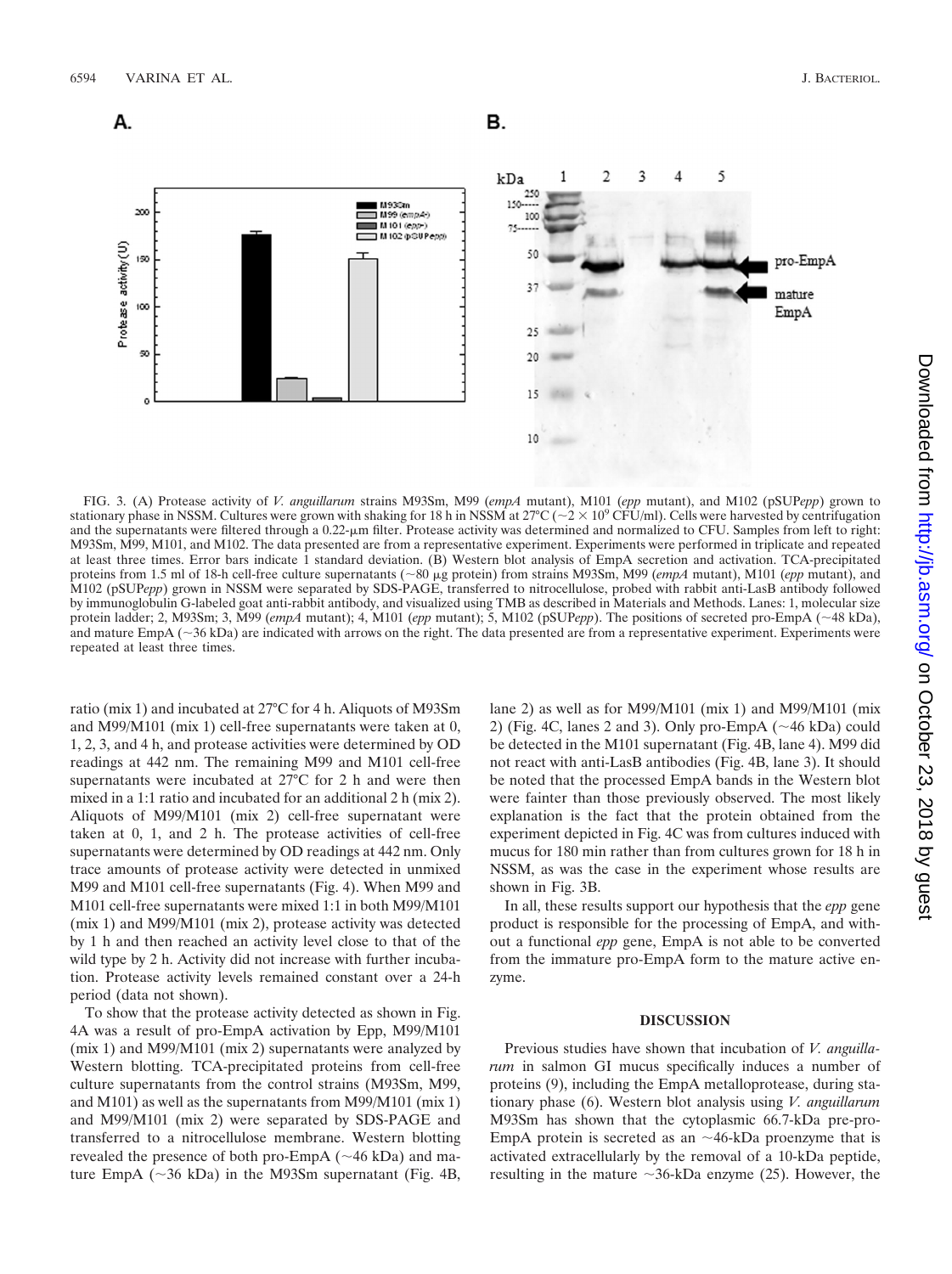FIG. 3. (A) Protease activity of *V. anguillarum* strains M93Sm, M99 (*empA* mutant), M101 (*epp* mutant), and M102 (pSUP*epp*) grown to stationary phase in NSSM. Cultures were grown with shaking for 18 h in NSSM at 27°C (~$2 \times 10^9$ CFU/ml). Cells were harvested by centrifugation and the supernatants were filtered through a 0.22-μm filter. Protease activity was determined and normalized to CFU. Samples from left to right: M93Sm, M99, M101, and M102. The data presented are from a representative experiment. Experiments were performed in triplicate and repeated at least three times. Error bars indicate 1 standard deviation. (B) Western blot analysis of EmpA secretion and activation. TCA-precipitated proteins from 1.5 ml of 18-h cell-free culture supernatants (~80 μg protein) from strains M93Sm, M99 (*empA* mutant), M101 (*epp* mutant), and M102 (pSUP*epp*) grown in NSSM were separated by SDS-PAGE, transferred to nitrocellulose, probed with rabbit anti-LasB antibody followed by immunoglobulin G-labeled goat anti-rabbit antibody, and visualized using TMB as described in Materials and Methods. Lanes: 1, molecular size protein ladder; 2, M93Sm; 3, M99 (*empA* mutant); 4, M101 (*epp* mutant); 5, M102 (pSUP*epp*). The positions of secreted pro-EmpA (~48 kDa), and mature EmpA (~36 kDa) are indicated with arrows on the right. The data presented are from a representative experiment. Experiments were repeated at least three times.

ratio (mix 1) and incubated at 27°C for 4 h. Aliquots of M93Sm and M99/M101 (mix 1) cell-free supernatants were taken at 0, 1, 2, 3, and 4 h, and protease activities were determined by OD readings at 442 nm. The remaining M99 and M101 cell-free supernatants were incubated at 27°C for 2 h and were then mixed in a 1:1 ratio and incubated for an additional 2 h (mix 2). Aliquots of M99/M101 (mix 2) cell-free supernatant were taken at 0, 1, and 2 h. The protease activities of cell-free supernatants were determined by OD readings at 442 nm. Only trace amounts of protease activity were detected in unmixed M99 and M101 cell-free supernatants (Fig. 4). When M99 and M101 cell-free supernatants were mixed 1:1 in both M99/M101 (mix 1) and M99/M101 (mix 2), protease activity was detected by 1 h and then reached an activity level close to that of the wild type by 2 h. Activity did not increase with further incubation. Protease activity levels remained constant over a 24-h period (data not shown).

To show that the protease activity detected as shown in Fig. 4A was a result of pro-EmpA activation by Epp, M99/M101 (mix 1) and M99/M101 (mix 2) supernatants were analyzed by Western blotting. TCA-precipitated proteins from cell-free culture supernatants from the control strains (M93Sm, M99, and M101) as well as the supernatants from M99/M101 (mix 1) and M99/M101 (mix 2) were separated by SDS-PAGE and transferred to a nitrocellulose membrane. Western blotting revealed the presence of both pro-EmpA (~46 kDa) and mature EmpA (~36 kDa) in the M93Sm supernatant (Fig. 4B, lane 2) as well as for M99/M101 (mix 1) and M99/M101 (mix 2) (Fig. 4C, lanes 2 and 3). Only pro-EmpA (~46 kDa) could be detected in the M101 supernatant (Fig. 4B, lane 4). M99 did not react with anti-LasB antibodies (Fig. 4B, lane 3). It should be noted that the processed EmpA bands in the Western blot were fainter than those previously observed. The most likely explanation is the fact that the protein obtained from the experiment depicted in Fig. 4C was from cultures induced with mucus for 180 min rather than from cultures grown for 18 h in NSSM, as was the case in the experiment whose results are shown in Fig. 3B.

In all, these results support our hypothesis that the *epp* gene product is responsible for the processing of EmpA, and without a functional *epp* gene, EmpA is not able to be converted from the immature pro-EmpA form to the mature active enzyme.

## DISCUSSION

Previous studies have shown that incubation of *V. anguillarum* in salmon GI mucus specifically induces a number of proteins (9), including the EmpA metalloprotease, during stationary phase (6). Western blot analysis using *V. anguillarum* M93Sm has shown that the cytoplasmic 66.7-kDa pre-pro-EmpA protein is secreted as an ~46-kDa proenzyme that is activated extracellularly by the removal of a 10-kDa peptide, resulting in the mature ~36-kDa enzyme (25). However, the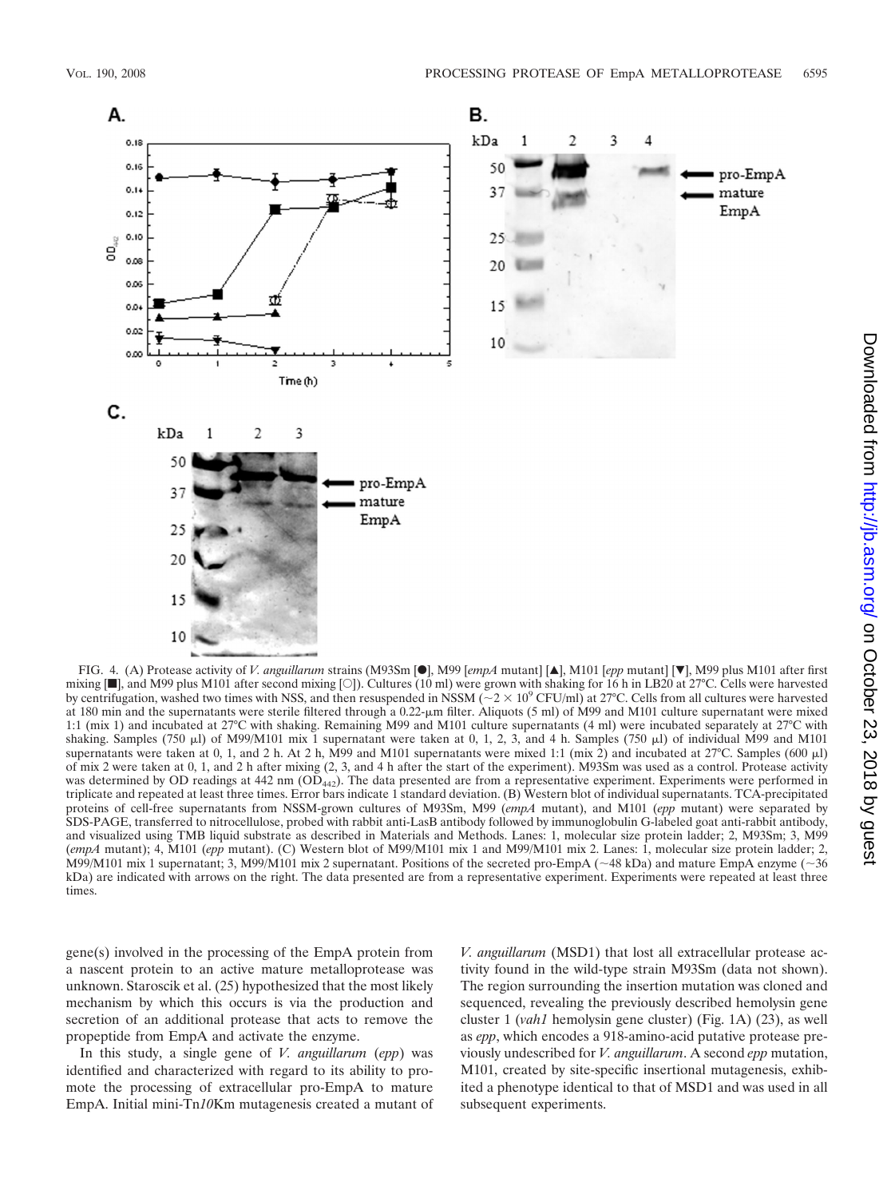FIG. 4. (A) Protease activity of *V. anguillarum* strains (M93Sm [●], M99 [*empA* mutant] [▲], M101 [*epp* mutant] [▼], M99 plus M101 after first mixing [■], and M99 plus M101 after second mixing [○]). Cultures (10 ml) were grown with shaking for 16 h in LB20 at 27°C. Cells were harvested by centrifugation, washed two times with NSS, and then resuspended in NSSM (~$2 \times 10^9$ CFU/ml) at 27°C. Cells from all cultures were harvested at 180 min and the supernatants were sterile filtered through a 0.22-μm filter. Aliquots (5 ml) of M99 and M101 culture supernatant were mixed 1:1 (mix 1) and incubated at 27°C with shaking. Remaining M99 and M101 culture supernatants (4 ml) were incubated separately at 27°C with shaking. Samples (750 μl) of M99/M101 mix 1 supernatant were taken at 0, 1, 2, 3, and 4 h. Samples (750 μl) of individual M99 and M101 supernatants were taken at 0, 1, and 2 h. At 2 h, M99 and M101 supernatants were mixed 1:1 (mix 2) and incubated at 27°C. Samples (600 μl) of mix 2 were taken at 0, 1, and 2 h after mixing (2, 3, and 4 h after the start of the experiment). M93Sm was used as a control. Protease activity was determined by OD readings at 442 nm ($OD_{442}$). The data presented are from a representative experiment. Experiments were performed in triplicate and repeated at least three times. Error bars indicate 1 standard deviation. (B) Western blot of individual supernatants. TCA-precipitated proteins of cell-free supernatants from NSSM-grown cultures of M93Sm, M99 (*empA* mutant), and M101 (*epp* mutant) were separated by SDS-PAGE, transferred to nitrocellulose, probed with rabbit anti-LasB antibody followed by immunoglobulin G-labeled goat anti-rabbit antibody, and visualized using TMB liquid substrate as described in Materials and Methods. Lanes: 1, molecular size protein ladder; 2, M93Sm; 3, M99 (*empA* mutant); 4, M101 (*epp* mutant). (C) Western blot of M99/M101 mix 1 and M99/M101 mix 2. Lanes: 1, molecular size protein ladder; 2, M99/M101 mix 1 supernatant; 3, M99/M101 mix 2 supernatant. Positions of the secreted pro-EmpA (~48 kDa) and mature EmpA enzyme (~36 kDa) are indicated with arrows on the right. The data presented are from a representative experiment. Experiments were repeated at least three times.

gene(s) involved in the processing of the EmpA protein from a nascent protein to an active mature metalloprotease was unknown. Staroscik et al. (25) hypothesized that the most likely mechanism by which this occurs is via the production and secretion of an additional protease that acts to remove the propeptide from EmpA and activate the enzyme.

In this study, a single gene of *V. anguillarum* (*epp*) was identified and characterized with regard to its ability to promote the processing of extracellular pro-EmpA to mature EmpA. Initial mini-Tn*10*Km mutagenesis created a mutant of *V. anguillarum* (MSD1) that lost all extracellular protease activity found in the wild-type strain M93Sm (data not shown). The region surrounding the insertion mutation was cloned and sequenced, revealing the previously described hemolysin gene cluster 1 (*vah1* hemolysin gene cluster) (Fig. 1A) (23), as well as *epp*, which encodes a 918-amino-acid putative protease previously undescribed for *V. anguillarum*. A second *epp* mutation, M101, created by site-specific insertional mutagenesis, exhibited a phenotype identical to that of MSD1 and was used in all subsequent experiments.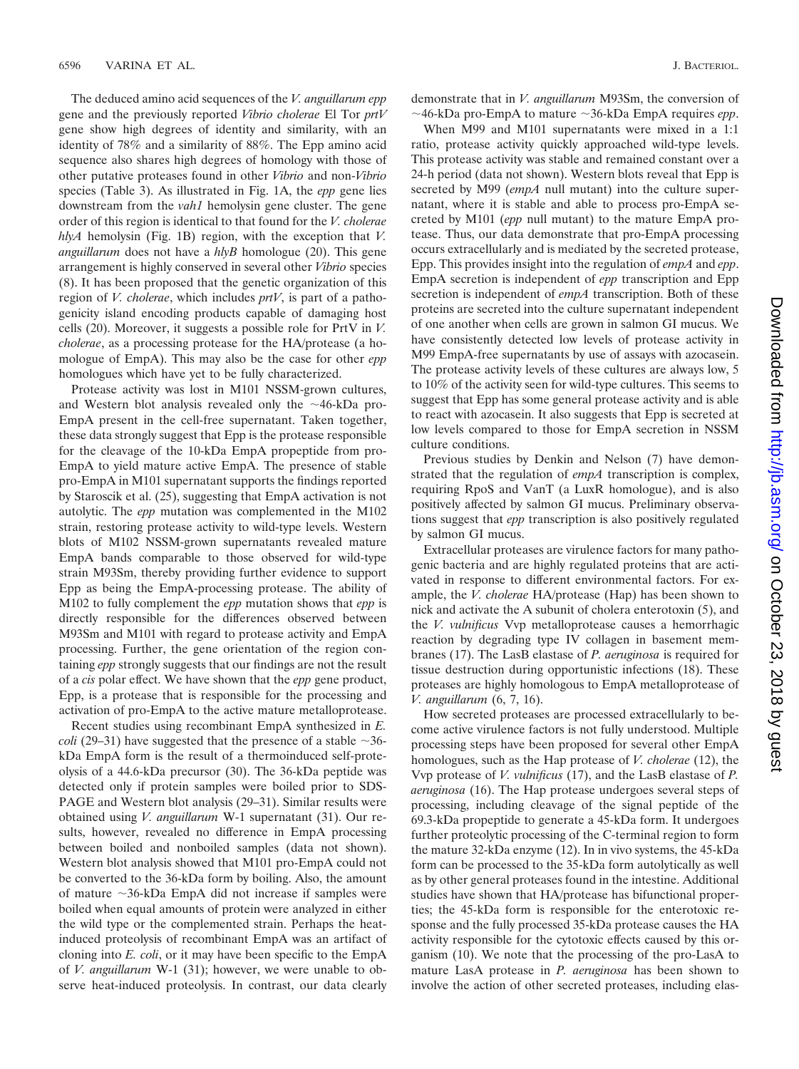The deduced amino acid sequences of the *V. anguillarum epp* gene and the previously reported *Vibrio cholerae* El Tor *prtV* gene show high degrees of identity and similarity, with an identity of 78% and a similarity of 88%. The Epp amino acid sequence also shares high degrees of homology with those of other putative proteases found in other *Vibrio* and non-*Vibrio* species (Table 3). As illustrated in Fig. 1A, the *epp* gene lies downstream from the *vah1* hemolysin gene cluster. The gene order of this region is identical to that found for the *V. cholerae hlyA* hemolysin (Fig. 1B) region, with the exception that *V. anguillarum* does not have a *hlyB* homologue (20). This gene arrangement is highly conserved in several other *Vibrio* species (8). It has been proposed that the genetic organization of this region of *V. cholerae*, which includes *prtV*, is part of a pathogenicity island encoding products capable of damaging host cells (20). Moreover, it suggests a possible role for PrtV in *V. cholerae*, as a processing protease for the HA/protease (a homologue of EmpA). This may also be the case for other *epp* homologues which have yet to be fully characterized.

Protease activity was lost in M101 NSSM-grown cultures, and Western blot analysis revealed only the ~46-kDa pro-EmpA present in the cell-free supernatant. Taken together, these data strongly suggest that Epp is the protease responsible for the cleavage of the 10-kDa EmpA propeptide from pro-EmpA to yield mature active EmpA. The presence of stable pro-EmpA in M101 supernatant supports the findings reported by Staroscik et al. (25), suggesting that EmpA activation is not autolytic. The *epp* mutation was complemented in the M102 strain, restoring protease activity to wild-type levels. Western blots of M102 NSSM-grown supernatants revealed mature EmpA bands comparable to those observed for wild-type strain M93Sm, thereby providing further evidence to support Epp as being the EmpA-processing protease. The ability of M102 to fully complement the *epp* mutation shows that *epp* is directly responsible for the differences observed between M93Sm and M101 with regard to protease activity and EmpA processing. Further, the gene orientation of the region containing *epp* strongly suggests that our findings are not the result of a *cis* polar effect. We have shown that the *epp* gene product, Epp, is a protease that is responsible for the processing and activation of pro-EmpA to the active mature metalloprotease.

Recent studies using recombinant EmpA synthesized in *E. coli* (29–31) have suggested that the presence of a stable ~36-kDa EmpA form is the result of a thermoinduced self-proteolysis of a 44.6-kDa precursor (30). The 36-kDa peptide was detected only if protein samples were boiled prior to SDS-PAGE and Western blot analysis (29–31). Similar results were obtained using *V. anguillarum* W-1 supernatant (31). Our results, however, revealed no difference in EmpA processing between boiled and nonboiled samples (data not shown). Western blot analysis showed that M101 pro-EmpA could not be converted to the 36-kDa form by boiling. Also, the amount of mature ~36-kDa EmpA did not increase if samples were boiled when equal amounts of protein were analyzed in either the wild type or the complemented strain. Perhaps the heat-induced proteolysis of recombinant EmpA was an artifact of cloning into *E. coli*, or it may have been specific to the EmpA of *V. anguillarum* W-1 (31); however, we were unable to observe heat-induced proteolysis. In contrast, our data clearly demonstrate that in *V. anguillarum* M93Sm, the conversion of ~46-kDa pro-EmpA to mature ~36-kDa EmpA requires *epp*.

When M99 and M101 supernatants were mixed in a 1:1 ratio, protease activity quickly approached wild-type levels. This protease activity was stable and remained constant over a 24-h period (data not shown). Western blots reveal that Epp is secreted by M99 (*empA* null mutant) into the culture supernatant, where it is stable and able to process pro-EmpA secreted by M101 (*epp* null mutant) to the mature EmpA protease. Thus, our data demonstrate that pro-EmpA processing occurs extracellularly and is mediated by the secreted protease, Epp. This provides insight into the regulation of *empA* and *epp*. EmpA secretion is independent of *epp* transcription and Epp secretion is independent of *empA* transcription. Both of these proteins are secreted into the culture supernatant independent of one another when cells are grown in salmon GI mucus. We have consistently detected low levels of protease activity in M99 EmpA-free supernatants by use of assays with azocasein. The protease activity levels of these cultures are always low, 5 to 10% of the activity seen for wild-type cultures. This seems to suggest that Epp has some general protease activity and is able to react with azocasein. It also suggests that Epp is secreted at low levels compared to those for EmpA secretion in NSSM culture conditions.

Previous studies by Denkin and Nelson (7) have demonstrated that the regulation of *empA* transcription is complex, requiring RpoS and VanT (a LuxR homologue), and is also positively affected by salmon GI mucus. Preliminary observations suggest that *epp* transcription is also positively regulated by salmon GI mucus.

Extracellular proteases are virulence factors for many pathogenic bacteria and are highly regulated proteins that are activated in response to different environmental factors. For example, the *V. cholerae* HA/protease (Hap) has been shown to nick and activate the A subunit of cholera enterotoxin (5), and the *V. vulnificus* Vvp metalloprotease causes a hemorrhagic reaction by degrading type IV collagen in basement membranes (17). The LasB elastase of *P. aeruginosa* is required for tissue destruction during opportunistic infections (18). These proteases are highly homologous to EmpA metalloprotease of *V. anguillarum* (6, 7, 16).

How secreted proteases are processed extracellularly to become active virulence factors is not fully understood. Multiple processing steps have been proposed for several other EmpA homologues, such as the Hap protease of *V. cholerae* (12), the Vvp protease of *V. vulnificus* (17), and the LasB elastase of *P. aeruginosa* (16). The Hap protease undergoes several steps of processing, including cleavage of the signal peptide of the 69.3-kDa propeptide to generate a 45-kDa form. It undergoes further proteolytic processing of the C-terminal region to form the mature 32-kDa enzyme (12). In in vivo systems, the 45-kDa form can be processed to the 35-kDa form autolytically as well as by other general proteases found in the intestine. Additional studies have shown that HA/protease has bifunctional properties; the 45-kDa form is responsible for the enterotoxic response and the fully processed 35-kDa protease causes the HA activity responsible for the cytotoxic effects caused by this organism (10). We note that the processing of the pro-LasA to mature LasA protease in *P. aeruginosa* has been shown to involve the action of other secreted proteases, including elas-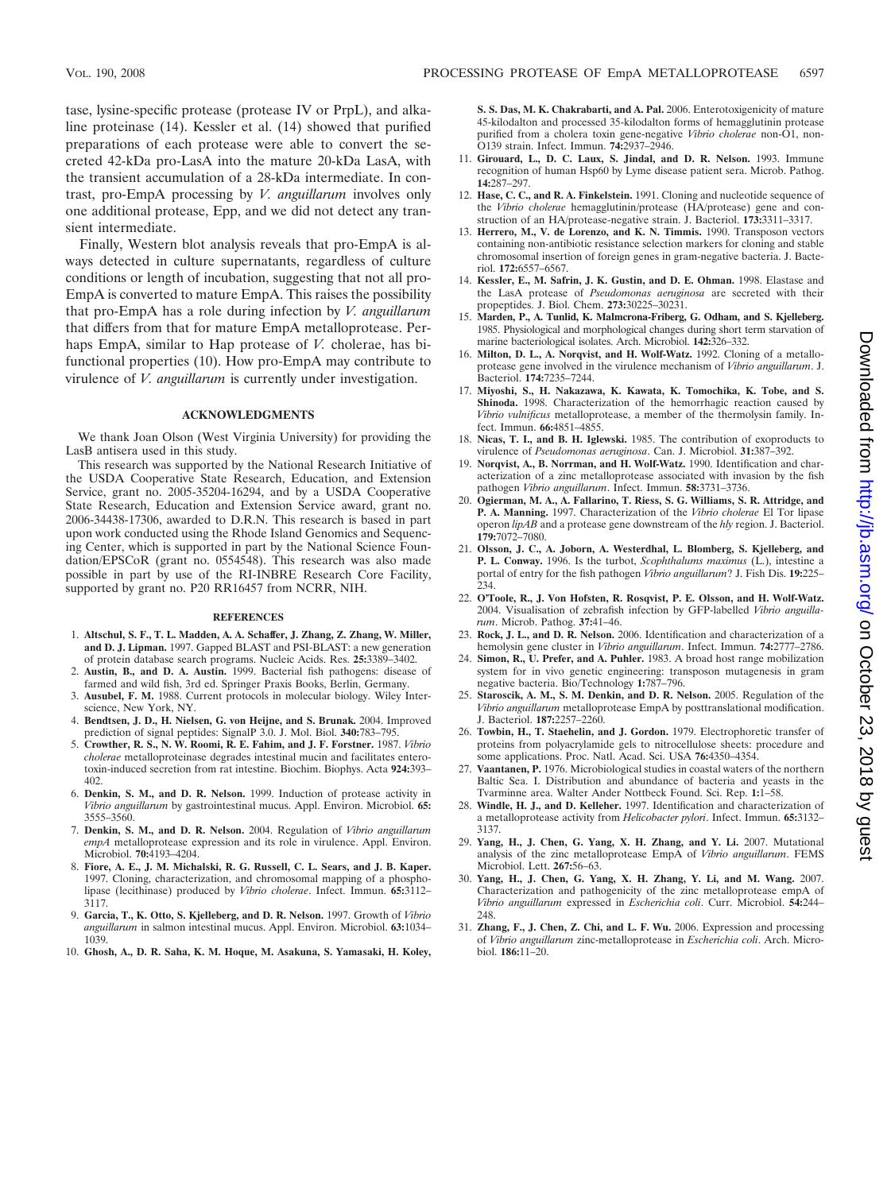tase, lysine-specific protease (protease IV or PrpL), and alkaline proteinase (14). Kessler et al. (14) showed that purified preparations of each protease were able to convert the secreted 42-kDa pro-LasA into the mature 20-kDa LasA, with the transient accumulation of a 28-kDa intermediate. In contrast, pro-EmpA processing by *V. anguillarum* involves only one additional protease, Epp, and we did not detect any transient intermediate.

Finally, Western blot analysis reveals that pro-EmpA is always detected in culture supernatants, regardless of culture conditions or length of incubation, suggesting that not all pro-EmpA is converted to mature EmpA. This raises the possibility that pro-EmpA has a role during infection by *V. anguillarum* that differs from that for mature EmpA metalloprotease. Perhaps EmpA, similar to Hap protease of *V.* cholerae, has bifunctional properties (10). How pro-EmpA may contribute to virulence of *V. anguillarum* is currently under investigation.

## ACKNOWLEDGMENTS

We thank Joan Olson (West Virginia University) for providing the LasB antisera used in this study.

This research was supported by the National Research Initiative of the USDA Cooperative State Research, Education, and Extension Service, grant no. 2005-35204-16294, and by a USDA Cooperative State Research, Education and Extension Service award, grant no. 2006-34438-17306, awarded to D.R.N. This research is based in part upon work conducted using the Rhode Island Genomics and Sequencing Center, which is supported in part by the National Science Foundation/EPSCoR (grant no. 0554548). This research was also made possible in part by use of the RI-INBRE Research Core Facility, supported by grant no. P20 RR16457 from NCRR, NIH.

## REFERENCES

1. **Altschul, S. F., T. L. Madden, A. A. Schaffer, J. Zhang, Z. Zhang, W. Miller, and D. J. Lipman.** 1997. Gapped BLAST and PSI-BLAST: a new generation of protein database search programs. Nucleic Acids. Res. **25:**3389–3402.
2. **Austin, B., and D. A. Austin.** 1999. Bacterial fish pathogens: disease of farmed and wild fish, 3rd ed. Springer Praxis Books, Berlin, Germany.
3. **Ausubel, F. M.** 1988. Current protocols in molecular biology. Wiley Interscience, New York, NY.
4. **Bendtsen, J. D., H. Nielsen, G. von Heijne, and S. Brunak.** 2004. Improved prediction of signal peptides: SignalP 3.0. J. Mol. Biol. **340:**783–795.
5. **Crowther, R. S., N. W. Roomi, R. E. Fahim, and J. F. Forstner.** 1987. *Vibrio cholerae* metalloproteinase degrades intestinal mucin and facilitates enterotoxin-induced secretion from rat intestine. Biochim. Biophys. Acta **924:**393–402.
6. **Denkin, S. M., and D. R. Nelson.** 1999. Induction of protease activity in *Vibrio anguillarum* by gastrointestinal mucus. Appl. Environ. Microbiol. **65:**3555–3560.
7. **Denkin, S. M., and D. R. Nelson.** 2004. Regulation of *Vibrio anguillarum empA* metalloprotease expression and its role in virulence. Appl. Environ. Microbiol. **70:**4193–4204.
8. **Fiore, A. E., J. M. Michalski, R. G. Russell, C. L. Sears, and J. B. Kaper.** 1997. Cloning, characterization, and chromosomal mapping of a phospholipase (lecithinase) produced by *Vibrio cholerae*. Infect. Immun. **65:**3112–3117.
9. **Garcia, T., K. Otto, S. Kjelleberg, and D. R. Nelson.** 1997. Growth of *Vibrio anguillarum* in salmon intestinal mucus. Appl. Environ. Microbiol. **63:**1034–1039.
10. **Ghosh, A., D. R. Saha, K. M. Hoque, M. Asakuna, S. Yamasaki, H. Koley, S. S. Das, M. K. Chakrabarti, and A. Pal.** 2006. Enterotoxigenicity of mature 45-kilodalton and processed 35-kilodalton forms of hemagglutinin protease purified from a cholera toxin gene-negative *Vibrio cholerae* non-O1, non-O139 strain. Infect. Immun. **74:**2937–2946.
11. **Girouard, L., D. C. Laux, S. Jindal, and D. R. Nelson.** 1993. Immune recognition of human Hsp60 by Lyme disease patient sera. Microb. Pathog. **14:**287–297.
12. **Hase, C. C., and R. A. Finkelstein.** 1991. Cloning and nucleotide sequence of the *Vibrio cholerae* hemagglutinin/protease (HA/protease) gene and construction of an HA/protease-negative strain. J. Bacteriol. **173:**3311–3317.
13. **Herrero, M., V. de Lorenzo, and K. N. Timmis.** 1990. Transposon vectors containing non-antibiotic resistance selection markers for cloning and stable chromosomal insertion of foreign genes in gram-negative bacteria. J. Bacteriol. **172:**6557–6567.
14. **Kessler, E., M. Safrin, J. K. Gustin, and D. E. Ohman.** 1998. Elastase and the LasA protease of *Pseudomonas aeruginosa* are secreted with their propeptides. J. Biol. Chem. **273:**30225–30231.
15. **Marden, P., A. Tunlid, K. Malmcrona-Friberg, G. Odham, and S. Kjelleberg.** 1985. Physiological and morphological changes during short term starvation of marine bacteriological isolates. Arch. Microbiol. **142:**326–332.
16. **Milton, D. L., A. Norqvist, and H. Wolf-Watz.** 1992. Cloning of a metalloprotease gene involved in the virulence mechanism of *Vibrio anguillarum*. J. Bacteriol. **174:**7235–7244.
17. **Miyoshi, S., H. Nakazawa, K. Kawata, K. Tomochika, K. Tobe, and S. Shinoda.** 1998. Characterization of the hemorrhagic reaction caused by *Vibrio vulnificus* metalloprotease, a member of the thermolysin family. Infect. Immun. **66:**4851–4855.
18. **Nicas, T. I., and B. H. Iglewski.** 1985. The contribution of exoproducts to virulence of *Pseudomonas aeruginosa*. Can. J. Microbiol. **31:**387–392.
19. **Norqvist, A., B. Norrman, and H. Wolf-Watz.** 1990. Identification and characterization of a zinc metalloprotease associated with invasion by the fish pathogen *Vibrio anguillarum*. Infect. Immun. **58:**3731–3736.
20. **Ogierman, M. A., A. Fallarino, T. Riess, S. G. Williams, S. R. Attridge, and P. A. Manning.** 1997. Characterization of the *Vibrio cholerae* El Tor lipase operon *lipAB* and a protease gene downstream of the *hly* region. J. Bacteriol. **179:**7072–7080.
21. **Olsson, J. C., A. Joborn, A. Westerdhal, L. Blomberg, S. Kjelleberg, and P. L. Conway.** 1996. Is the turbot, *Scophthalums maximus* (L.), intestine a portal of entry for the fish pathogen *Vibrio anguillarum*? J. Fish Dis. **19:**225–234.
22. **O'Toole, R., J. Von Hofsten, R. Rosqvist, P. E. Olsson, and H. Wolf-Watz.** 2004. Visualisation of zebrafish infection by GFP-labelled *Vibrio anguillarum*. Microb. Pathog. **37:**41–46.
23. **Rock, J. L., and D. R. Nelson.** 2006. Identification and characterization of a hemolysin gene cluster in *Vibrio anguillarum*. Infect. Immun. **74:**2777–2786.
24. **Simon, R., U. Prefer, and A. Puhler.** 1983. A broad host range mobilization system for in vivo genetic engineering: transposon mutagenesis in gram negative bacteria. Bio/Technology **1:**787–796.
25. **Staroscik, A. M., S. M. Denkin, and D. R. Nelson.** 2005. Regulation of the *Vibrio anguillarum* metalloprotease EmpA by posttranslational modification. J. Bacteriol. **187:**2257–2260.
26. **Towbin, H., T. Staehelin, and J. Gordon.** 1979. Electrophoretic transfer of proteins from polyacrylamide gels to nitrocellulose sheets: procedure and some applications. Proc. Natl. Acad. Sci. USA **76:**4350–4354.
27. **Vaantanen, P.** 1976. Microbiological studies in coastal waters of the northern Baltic Sea. I. Distribution and abundance of bacteria and yeasts in the Tvarminne area. Walter Ander Nottbeck Found. Sci. Rep. **1:**1–58.
28. **Windle, H. J., and D. Kelleher.** 1997. Identification and characterization of a metalloprotease activity from *Helicobacter pylori*. Infect. Immun. **65:**3132–3137.
29. **Yang, H., J. Chen, G. Yang, X. H. Zhang, and Y. Li.** 2007. Mutational analysis of the zinc metalloprotease EmpA of *Vibrio anguillarum*. FEMS Microbiol. Lett. **267:**56–63.
30. **Yang, H., J. Chen, G. Yang, X. H. Zhang, Y. Li, and M. Wang.** 2007. Characterization and pathogenicity of the zinc metalloprotease empA of *Vibrio anguillarum* expressed in *Escherichia coli*. Curr. Microbiol. **54:**244–248.
31. **Zhang, F., J. Chen, Z. Chi, and L. F. Wu.** 2006. Expression and processing of *Vibrio anguillarum* zinc-metalloprotease in *Escherichia coli*. Arch. Microbiol. **186:**11–20.